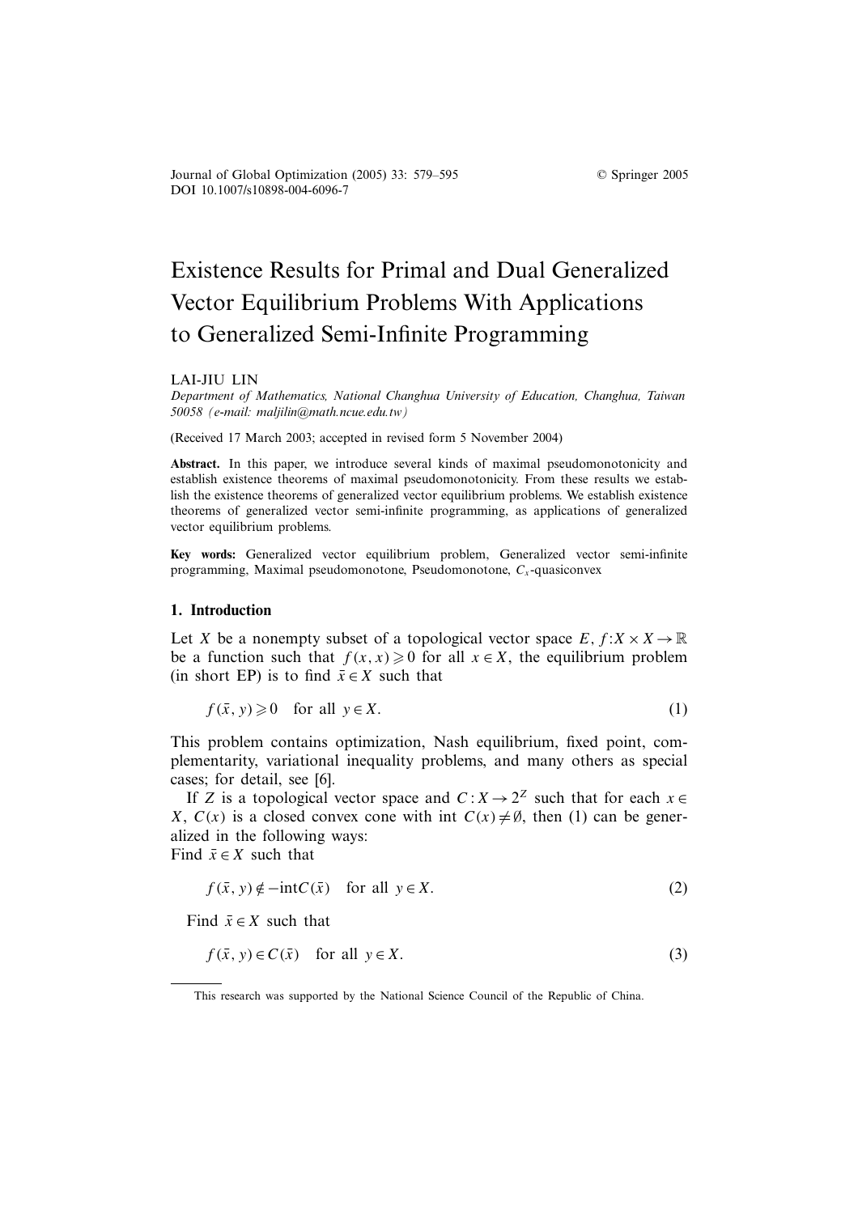# Existence Results for Primal and Dual Generalized Vector Equilibrium Problems With Applications to Generalized Semi-Infinite Programming

LAI-JIU LIN

*Department of Mathematics, National Changhua University of Education, Changhua, Taiwan 50058 (e-mail: maljilin@math.ncue.edu.tw)*

(Received 17 March 2003; accepted in revised form 5 November 2004)

**Abstract.** In this paper, we introduce several kinds of maximal pseudomonotonicity and establish existence theorems of maximal pseudomonotonicity. From these results we establish the existence theorems of generalized vector equilibrium problems. We establish existence theorems of generalized vector semi-infinite programming, as applications of generalized vector equilibrium problems.

**Key words:** Generalized vector equilibrium problem, Generalized vector semi-infinite programming, Maximal pseudomonotone, Pseudomonotone, $C_x$-quasiconvex

## 1. Introduction

Let $X$ be a nonempty subset of a topological vector space $E$, $f: X \times X \to \mathbb{R}$ be a function such that $f(x,x) \geqslant 0$ for all $x \in X$, the equilibrium problem (in short EP) is to find $\bar{x} \in X$ such that

$$f(\bar{x}, y) \geqslant 0 \quad \text{for all } y \in X. \tag{1}$$

This problem contains optimization, Nash equilibrium, fixed point, complementarity, variational inequality problems, and many others as special cases; for detail, see [6].

If $Z$ is a topological vector space and $C: X \to 2^Z$ such that for each $x \in X$, $C(x)$ is a closed convex cone with $\text{int}\, C(x) \neq \emptyset$, then (1) can be generalized in the following ways:
Find $\bar{x} \in X$ such that

$$f(\bar{x}, y) \notin -\text{int}C(\bar{x}) \quad \text{for all } y \in X. \tag{2}$$

Find $\bar{x} \in X$ such that

$$f(\bar{x}, y) \in C(\bar{x}) \quad \text{for all } y \in X. \tag{3}$$

This research was supported by the National Science Council of the Republic of China.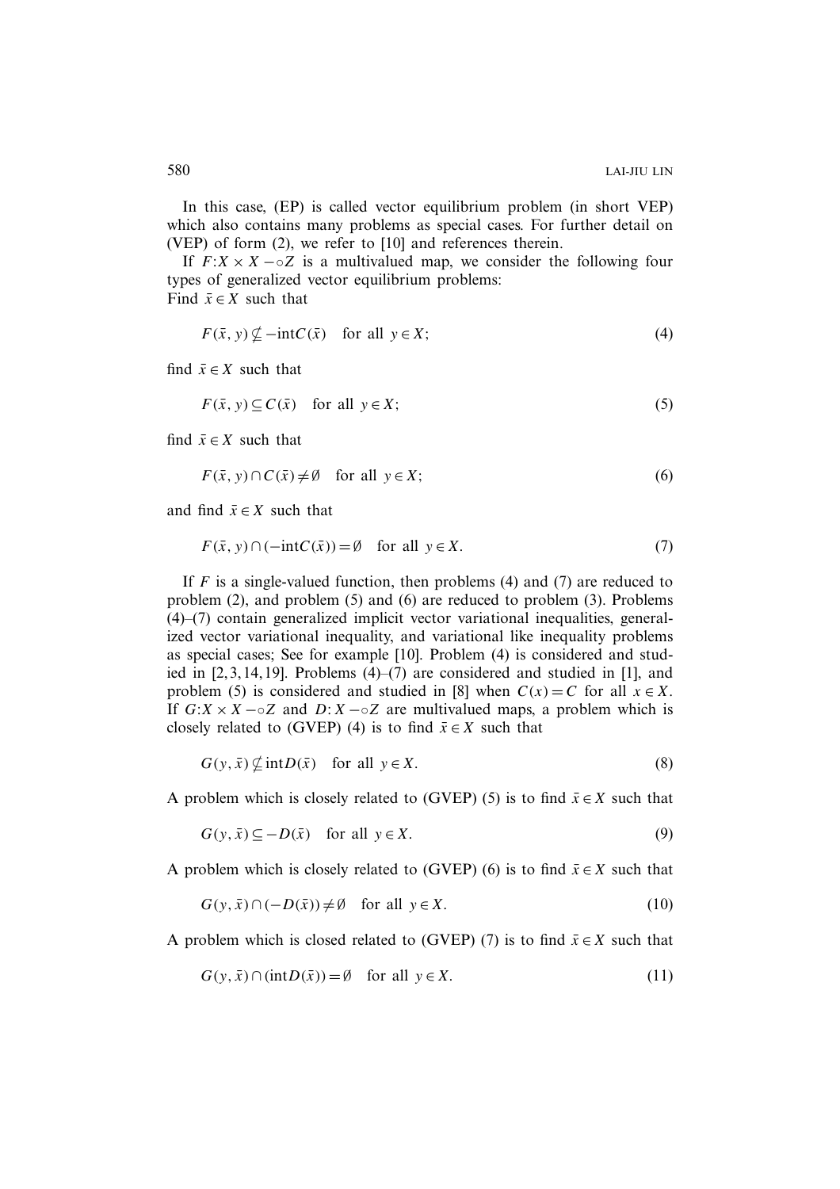In this case, (EP) is called vector equilibrium problem (in short VEP) which also contains many problems as special cases. For further detail on (VEP) of form (2), we refer to [10] and references therein.

If $F: X \times X \multimap Z$ is a multivalued map, we consider the following four types of generalized vector equilibrium problems:
Find $\bar{x} \in X$ such that

$$F(\bar{x}, y) \nsubseteq -\text{int}C(\bar{x}) \quad \text{for all } y \in X; \tag{4}$$

find $\bar{x} \in X$ such that

$$F(\bar{x}, y) \subseteq C(\bar{x}) \quad \text{for all } y \in X; \tag{5}$$

find $\bar{x} \in X$ such that

$$F(\bar{x}, y) \cap C(\bar{x}) \neq \emptyset \quad \text{for all } y \in X; \tag{6}$$

and find $\bar{x} \in X$ such that

$$F(\bar{x}, y) \cap (-\text{int}C(\bar{x})) = \emptyset \quad \text{for all } y \in X. \tag{7}$$

If $F$ is a single-valued function, then problems (4) and (7) are reduced to problem (2), and problem (5) and (6) are reduced to problem (3). Problems (4)–(7) contain generalized implicit vector variational inequalities, generalized vector variational inequality, and variational like inequality problems as special cases; See for example [10]. Problem (4) is considered and studied in [2, 3, 14, 19]. Problems (4)–(7) are considered and studied in [1], and problem (5) is considered and studied in [8] when $C(x) = C$ for all $x \in X$. If $G: X \times X \multimap Z$ and $D: X \multimap Z$ are multivalued maps, a problem which is closely related to (GVEP) (4) is to find $\bar{x} \in X$ such that

$$G(y, \bar{x}) \nsubseteq \text{int}D(\bar{x}) \quad \text{for all } y \in X. \tag{8}$$

A problem which is closely related to (GVEP) (5) is to find $\bar{x} \in X$ such that

$$G(y, \bar{x}) \subseteq -D(\bar{x}) \quad \text{for all } y \in X. \tag{9}$$

A problem which is closely related to (GVEP) (6) is to find $\bar{x} \in X$ such that

$$G(y, \bar{x}) \cap (-D(\bar{x})) \neq \emptyset \quad \text{for all } y \in X. \tag{10}$$

A problem which is closed related to (GVEP) (7) is to find $\bar{x} \in X$ such that

$$G(y, \bar{x}) \cap (\text{int}D(\bar{x})) = \emptyset \quad \text{for all } y \in X. \tag{11}$$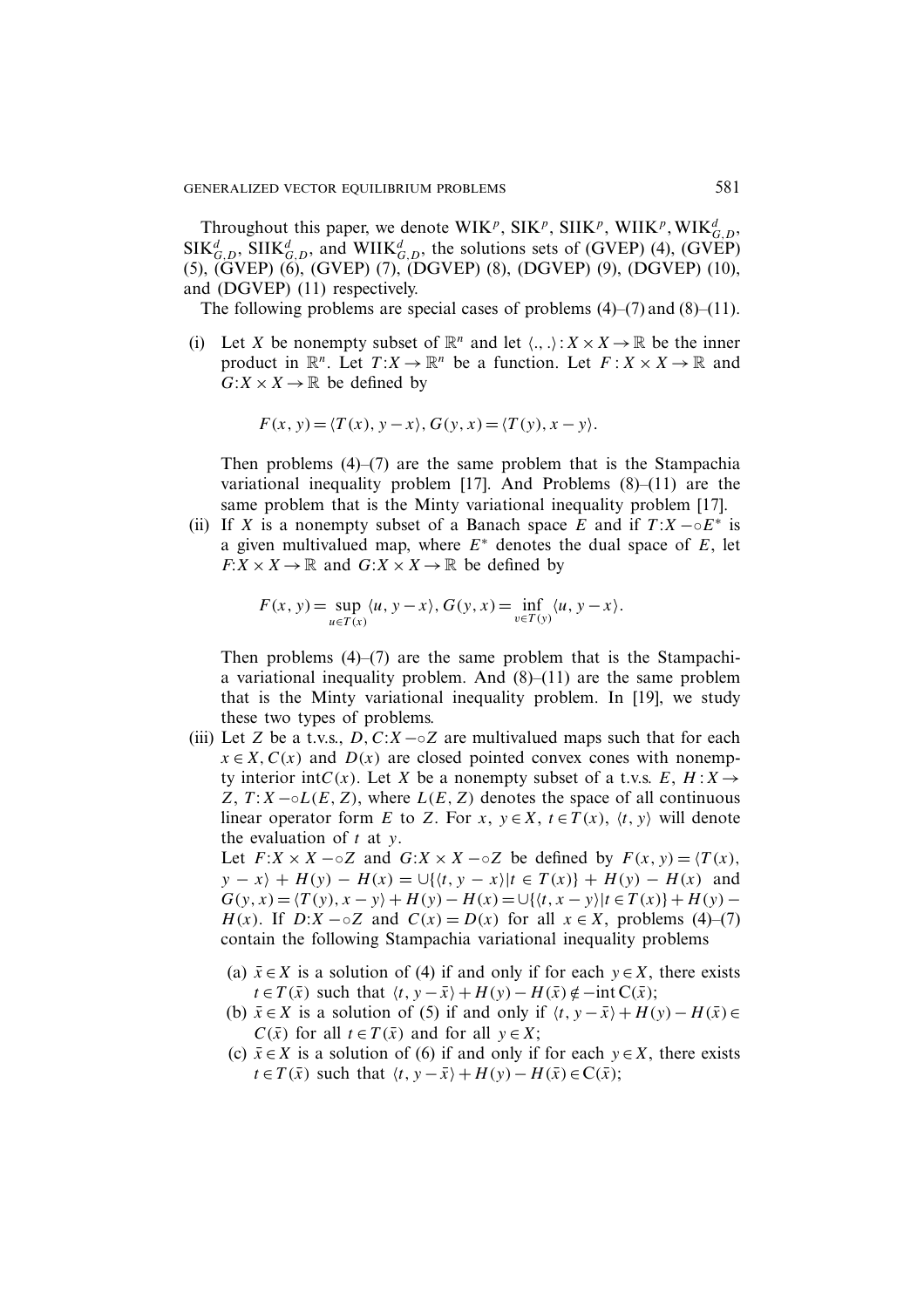Throughout this paper, we denote $\mathrm{WIK}^p$, $\mathrm{SIK}^p$, $\mathrm{SIIK}^p$, $\mathrm{WIIK}^p$, $\mathrm{WIK}^d_{G,D}$, $\mathrm{SIK}^d_{G,D}$, $\mathrm{SIIK}^d_{G,D}$, and $\mathrm{WIIK}^d_{G,D}$, the solutions sets of (GVEP) (4), (GVEP) (5), (GVEP) (6), (GVEP) (7), (DGVEP) (8), (DGVEP) (9), (DGVEP) (10), and (DGVEP) (11) respectively.

The following problems are special cases of problems (4)–(7) and (8)–(11).

(i) Let $X$ be nonempty subset of $\mathbb{R}^n$ and let $\langle .,. \rangle : X \times X \to \mathbb{R}$ be the inner product in $\mathbb{R}^n$. Let $T: X \to \mathbb{R}^n$ be a function. Let $F: X \times X \to \mathbb{R}$ and $G: X \times X \to \mathbb{R}$ be defined by

$$F(x, y) = \langle T(x), y - x \rangle, G(y, x) = \langle T(y), x - y \rangle.$$

Then problems (4)–(7) are the same problem that is the Stampachia variational inequality problem [17]. And Problems (8)–(11) are the same problem that is the Minty variational inequality problem [17].

(ii) If $X$ is a nonempty subset of a Banach space $E$ and if $T: X -\circ E^*$ is a given multivalued map, where $E^*$ denotes the dual space of $E$, let $F: X \times X \to \mathbb{R}$ and $G: X \times X \to \mathbb{R}$ be defined by

$$F(x, y) = \sup_{u \in T(x)} \langle u, y - x \rangle, G(y, x) = \inf_{v \in T(y)} \langle u, y - x \rangle.$$

Then problems (4)–(7) are the same problem that is the Stampachia variational inequality problem. And (8)–(11) are the same problem that is the Minty variational inequality problem. In [19], we study these two types of problems.

(iii) Let $Z$ be a t.v.s., $D, C: X -\circ Z$ are multivalued maps such that for each $x \in X$, $C(x)$ and $D(x)$ are closed pointed convex cones with nonempty interior $\mathrm{int}C(x)$. Let $X$ be a nonempty subset of a t.v.s. $E$, $H: X \to Z$, $T: X -\circ L(E, Z)$, where $L(E, Z)$ denotes the space of all continuous linear operator form $E$ to $Z$. For $x$, $y \in X$, $t \in T(x)$, $\langle t, y \rangle$ will denote the evaluation of $t$ at $y$.

Let $F: X \times X -\circ Z$ and $G: X \times X -\circ Z$ be defined by $F(x, y) = \langle T(x), y - x \rangle + H(y) - H(x) = \cup\{\langle t, y - x \rangle | t \in T(x)\} + H(y) - H(x)$ and $G(y, x) = \langle T(y), x - y \rangle + H(y) - H(x) = \cup\{\langle t, x - y \rangle | t \in T(x)\} + H(y) - H(x)$. If $D: X -\circ Z$ and $C(x) = D(x)$ for all $x \in X$, problems (4)–(7) contain the following Stampachia variational inequality problems

(a) $\bar{x} \in X$ is a solution of (4) if and only if for each $y \in X$, there exists $t \in T(\bar{x})$ such that $\langle t, y - \bar{x} \rangle + H(y) - H(\bar{x}) \notin -\mathrm{int}\, C(\bar{x})$;

(b) $\bar{x} \in X$ is a solution of (5) if and only if $\langle t, y - \bar{x} \rangle + H(y) - H(\bar{x}) \in C(\bar{x})$ for all $t \in T(\bar{x})$ and for all $y \in X$;

(c) $\bar{x} \in X$ is a solution of (6) if and only if for each $y \in X$, there exists $t \in T(\bar{x})$ such that $\langle t, y - \bar{x} \rangle + H(y) - H(\bar{x}) \in C(\bar{x})$;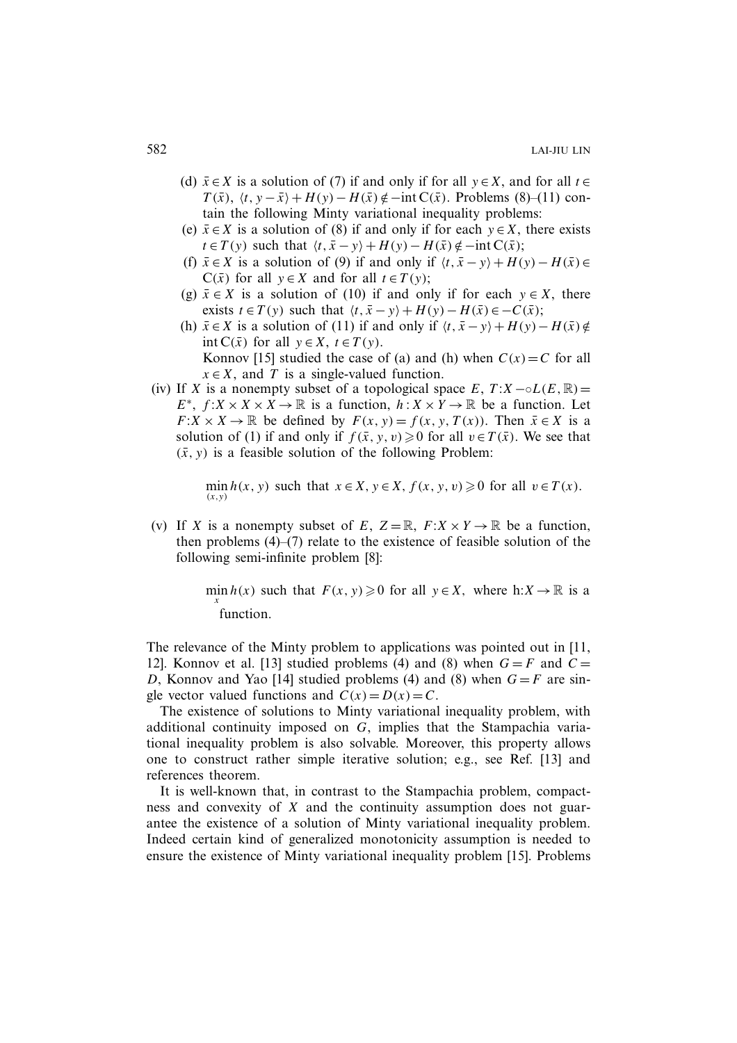(d) $\bar{x} \in X$ is a solution of (7) if and only if for all $y \in X$, and for all $t \in T(\bar{x})$, $\langle t, y - \bar{x} \rangle + H(y) - H(\bar{x}) \notin -\text{int}\, C(\bar{x})$. Problems (8)–(11) contain the following Minty variational inequality problems:

(e) $\bar{x} \in X$ is a solution of (8) if and only if for each $y \in X$, there exists $t \in T(y)$ such that $\langle t, \bar{x} - y \rangle + H(y) - H(\bar{x}) \notin -\text{int}\, C(\bar{x})$;

(f) $\bar{x} \in X$ is a solution of (9) if and only if $\langle t, \bar{x} - y \rangle + H(y) - H(\bar{x}) \in C(\bar{x})$ for all $y \in X$ and for all $t \in T(y)$;

(g) $\bar{x} \in X$ is a solution of (10) if and only if for each $y \in X$, there exists $t \in T(y)$ such that $\langle t, \bar{x} - y \rangle + H(y) - H(\bar{x}) \in -C(\bar{x})$;

(h) $\bar{x} \in X$ is a solution of (11) if and only if $\langle t, \bar{x} - y \rangle + H(y) - H(\bar{x}) \notin \text{int}\, C(\bar{x})$ for all $y \in X$, $t \in T(y)$.

Konnov [15] studied the case of (a) and (h) when $C(x) = C$ for all $x \in X$, and $T$ is a single-valued function.

(iv) If $X$ is a nonempty subset of a topological space $E$, $T: X \multimap L(E, \mathbb{R}) = E^*$, $f: X \times X \times X \to \mathbb{R}$ is a function, $h: X \times Y \to \mathbb{R}$ be a function. Let $F: X \times X \to \mathbb{R}$ be defined by $F(x, y) = f(x, y, T(x))$. Then $\bar{x} \in X$ is a solution of (1) if and only if $f(\bar{x}, y, v) \geqslant 0$ for all $v \in T(\bar{x})$. We see that $(\bar{x}, y)$ is a feasible solution of the following Problem:

$$\min_{(x,y)} h(x, y) \text{ such that } x \in X, y \in X, f(x, y, v) \geqslant 0 \text{ for all } v \in T(x).$$

(v) If $X$ is a nonempty subset of $E$, $Z = \mathbb{R}$, $F: X \times Y \to \mathbb{R}$ be a function, then problems (4)–(7) relate to the existence of feasible solution of the following semi-infinite problem [8]:

$$\min_{x} h(x) \text{ such that } F(x, y) \geqslant 0 \text{ for all } y \in X, \text{ where } h: X \to \mathbb{R} \text{ is a function.}$$

The relevance of the Minty problem to applications was pointed out in [11, 12]. Konnov et al. [13] studied problems (4) and (8) when $G = F$ and $C = D$, Konnov and Yao [14] studied problems (4) and (8) when $G = F$ are single vector valued functions and $C(x) = D(x) = C$.

The existence of solutions to Minty variational inequality problem, with additional continuity imposed on $G$, implies that the Stampachia variational inequality problem is also solvable. Moreover, this property allows one to construct rather simple iterative solution; e.g., see Ref. [13] and references theorem.

It is well-known that, in contrast to the Stampachia problem, compactness and convexity of $X$ and the continuity assumption does not guarantee the existence of a solution of Minty variational inequality problem. Indeed certain kind of generalized monotonicity assumption is needed to ensure the existence of Minty variational inequality problem [15]. Problems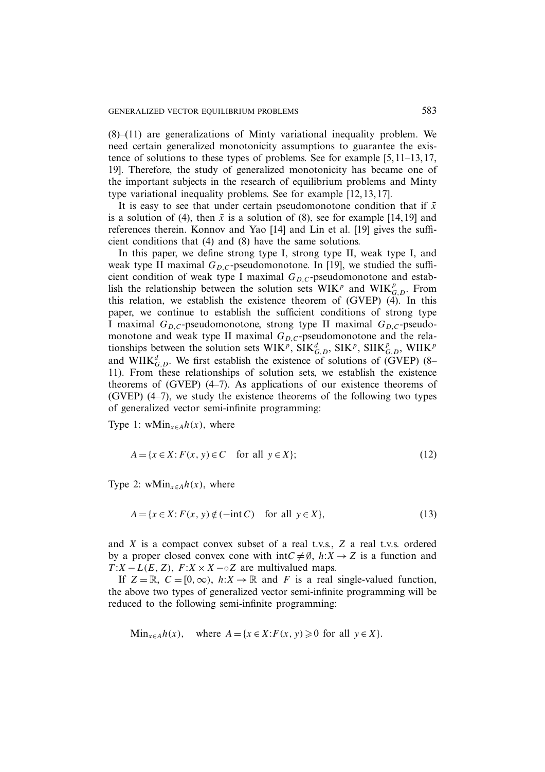(8)–(11) are generalizations of Minty variational inequality problem. We need certain generalized monotonicity assumptions to guarantee the existence of solutions to these types of problems. See for example [5, 11–13, 17, 19]. Therefore, the study of generalized monotonicity has became one of the important subjects in the research of equilibrium problems and Minty type variational inequality problems. See for example [12, 13, 17].

It is easy to see that under certain pseudomonotone condition that if $\bar{x}$ is a solution of (4), then $\bar{x}$ is a solution of (8), see for example [14, 19] and references therein. Konnov and Yao [14] and Lin et al. [19] gives the sufficient conditions that (4) and (8) have the same solutions.

In this paper, we define strong type I, strong type II, weak type I, and weak type II maximal $G_{D,C}$-pseudomonotone. In [19], we studied the sufficient condition of weak type I maximal $G_{D,C}$-pseudomonotone and establish the relationship between the solution sets $\mathrm{WIK}^p$ and $\mathrm{WIK}^p_{G,D}$. From this relation, we establish the existence theorem of (GVEP) (4). In this paper, we continue to establish the sufficient conditions of strong type I maximal $G_{D,C}$-pseudomonotone, strong type II maximal $G_{D,C}$-pseudomonotone and weak type II maximal $G_{D,C}$-pseudomonotone and the relationships between the solution sets $\mathrm{WIK}^p$, $\mathrm{SIK}^d_{G,D}$, $\mathrm{SIK}^p$, $\mathrm{SIIK}^p_{G,D}$, $\mathrm{WIIK}^p$ and $\mathrm{WIIK}^d_{G,D}$. We first establish the existence of solutions of (GVEP) (8–11). From these relationships of solution sets, we establish the existence theorems of (GVEP) (4–7). As applications of our existence theorems of (GVEP) (4–7), we study the existence theorems of the following two types of generalized vector semi-infinite programming:

Type 1: $\mathrm{wMin}_{x\in A} h(x)$, where

$$A = \{x \in X : F(x, y) \in C \quad \text{for all } y \in X\}; \tag{12}$$

Type 2: $\mathrm{wMin}_{x\in A} h(x)$, where

$$A = \{x \in X : F(x, y) \notin (-\mathrm{int}\, C) \quad \text{for all } y \in X\}, \tag{13}$$

and $X$ is a compact convex subset of a real t.v.s., $Z$ a real t.v.s. ordered by a proper closed convex cone with $\mathrm{int} C \neq \emptyset$, $h : X \to Z$ is a function and $T : X - L(E, Z)$, $F : X \times X -\circ Z$ are multivalued maps.

If $Z = \mathbb{R}$, $C = [0, \infty)$, $h : X \to \mathbb{R}$ and $F$ is a real single-valued function, the above two types of generalized vector semi-infinite programming will be reduced to the following semi-infinite programming:

$$\mathrm{Min}_{x\in A} h(x), \quad \text{where } A = \{x \in X : F(x, y) \geqslant 0 \text{ for all } y \in X\}.$$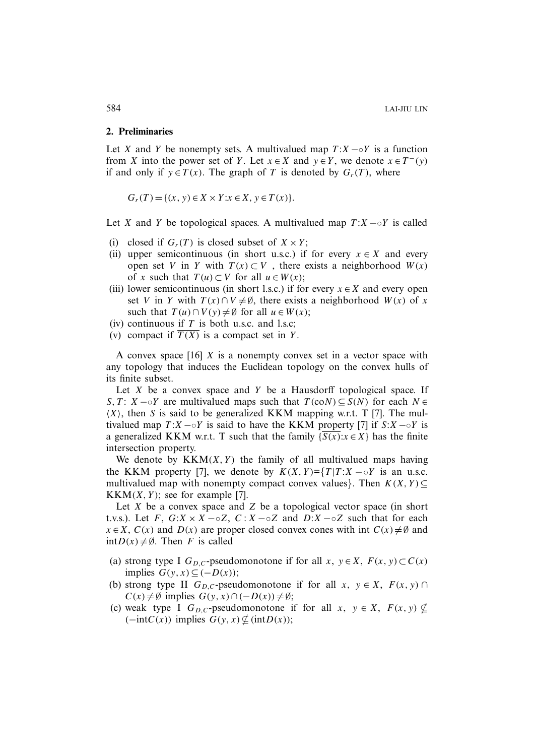## 2. Preliminaries

Let $X$ and $Y$ be nonempty sets. A multivalued map $T:X \multimap Y$ is a function from $X$ into the power set of $Y$. Let $x \in X$ and $y \in Y$, we denote $x \in T^{-}(y)$ if and only if $y \in T(x)$. The graph of $T$ is denoted by $G_r(T)$, where

$$G_r(T) = \{(x, y) \in X \times Y : x \in X, \ y \in T(x)\}.$$

Let $X$ and $Y$ be topological spaces. A multivalued map $T:X \multimap Y$ is called

(i) closed if $G_r(T)$ is closed subset of $X \times Y$;
(ii) upper semicontinuous (in short u.s.c.) if for every $x \in X$ and every open set $V$ in $Y$ with $T(x) \subset V$ , there exists a neighborhood $W(x)$ of $x$ such that $T(u) \subset V$ for all $u \in W(x)$;
(iii) lower semicontinuous (in short l.s.c.) if for every $x \in X$ and every open set $V$ in $Y$ with $T(x) \cap V \neq \emptyset$, there exists a neighborhood $W(x)$ of $x$ such that $T(u) \cap V(y) \neq \emptyset$ for all $u \in W(x)$;
(iv) continuous if $T$ is both u.s.c. and l.s.c;
(v) compact if $\overline{T(X)}$ is a compact set in $Y$.

A convex space [16] $X$ is a nonempty convex set in a vector space with any topology that induces the Euclidean topology on the convex hulls of its finite subset.

Let $X$ be a convex space and $Y$ be a Hausdorff topological space. If $S, T$: $X \multimap Y$ are multivalued maps such that $T(\mathrm{co}N) \subseteq S(N)$ for each $N \in \langle X \rangle$, then $S$ is said to be generalized KKM mapping w.r.t. T [7]. The multivalued map $T:X \multimap Y$ is said to have the KKM property [7] if $S:X \multimap Y$ is a generalized KKM w.r.t. T such that the family $\{\overline{S(x)}:x \in X\}$ has the finite intersection property.

We denote by $\mathrm{KKM}(X, Y)$ the family of all multivalued maps having the KKM property [7], we denote by $K(X, Y)$=$\{T|T:X \multimap Y$ is an u.s.c. multivalued map with nonempty compact convex values$\}$. Then $K(X, Y) \subseteq \mathrm{KKM}(X, Y)$; see for example [7].

Let $X$ be a convex space and $Z$ be a topological vector space (in short t.v.s.). Let $F$, $G$:$X \times X \multimap Z$, $C : X \multimap Z$ and $D$:$X \multimap Z$ such that for each $x \in X$, $C(x)$ and $D(x)$ are proper closed convex cones with int $C(x) \neq \emptyset$ and $\mathrm{int}D(x) \neq \emptyset$. Then $F$ is called

(a) strong type I $G_{D,C}$-pseudomonotone if for all $x$, $y \in X$, $F(x, y) \subset C(x)$ implies $G(y, x) \subseteq (-D(x))$;
(b) strong type II $G_{D,C}$-pseudomonotone if for all $x$, $y \in X$, $F(x, y) \cap C(x) \neq \emptyset$ implies $G(y, x) \cap (-D(x)) \neq \emptyset$;
(c) weak type I $G_{D,C}$-pseudomonotone if for all $x$, $y \in X$, $F(x, y) \nsubseteq (-\mathrm{int}C(x))$ implies $G(y, x) \nsubseteq (\mathrm{int}D(x))$;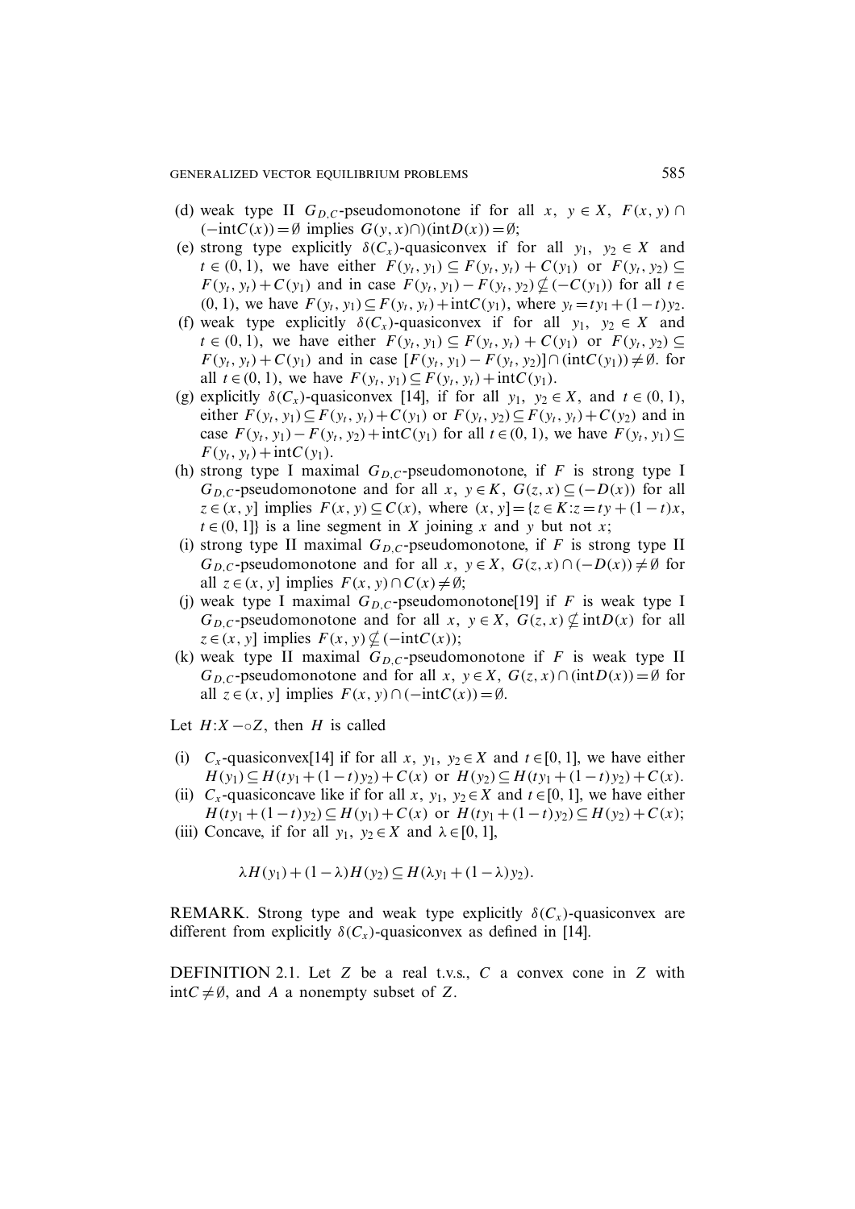(d) weak type II $G_{D,C}$-pseudomonotone if for all $x, y \in X$, $F(x, y) \cap (-\text{int}C(x)) = \emptyset$ implies $G(y, x)\cap)(\text{int}D(x)) = \emptyset$;

(e) strong type explicitly $\delta(C_x)$-quasiconvex if for all $y_1, y_2 \in X$ and $t \in (0, 1)$, we have either $F(y_t, y_1) \subseteq F(y_t, y_t) + C(y_1)$ or $F(y_t, y_2) \subseteq F(y_t, y_t) + C(y_1)$ and in case $F(y_t, y_1) - F(y_t, y_2) \nsubseteq (-C(y_1))$ for all $t \in (0, 1)$, we have $F(y_t, y_1) \subseteq F(y_t, y_t) + \text{int}C(y_1)$, where $y_t = ty_1 + (1-t)y_2$.

(f) weak type explicitly $\delta(C_x)$-quasiconvex if for all $y_1, y_2 \in X$ and $t \in (0, 1)$, we have either $F(y_t, y_1) \subseteq F(y_t, y_t) + C(y_1)$ or $F(y_t, y_2) \subseteq F(y_t, y_t) + C(y_1)$ and in case $[F(y_t, y_1) - F(y_t, y_2)] \cap (\text{int}C(y_1)) \neq \emptyset$. for all $t \in (0, 1)$, we have $F(y_t, y_1) \subseteq F(y_t, y_t) + \text{int}C(y_1)$.

(g) explicitly $\delta(C_x)$-quasiconvex [14], if for all $y_1, y_2 \in X$, and $t \in (0, 1)$, either $F(y_t, y_1) \subseteq F(y_t, y_t) + C(y_1)$ or $F(y_t, y_2) \subseteq F(y_t, y_t) + C(y_2)$ and in case $F(y_t, y_1) - F(y_t, y_2) + \text{int}C(y_1)$ for all $t \in (0, 1)$, we have $F(y_t, y_1) \subseteq F(y_t, y_t) + \text{int}C(y_1)$.

(h) strong type I maximal $G_{D,C}$-pseudomonotone, if $F$ is strong type I $G_{D,C}$-pseudomonotone and for all $x, y \in K$, $G(z, x) \subseteq (-D(x))$ for all $z \in (x, y]$ implies $F(x, y) \subseteq C(x)$, where $(x, y] = \{z \in K : z = ty + (1-t)x, t \in (0, 1]\}$ is a line segment in $X$ joining $x$ and $y$ but not $x$;

(i) strong type II maximal $G_{D,C}$-pseudomonotone, if $F$ is strong type II $G_{D,C}$-pseudomonotone and for all $x, y \in X$, $G(z, x) \cap (-D(x)) \neq \emptyset$ for all $z \in (x, y]$ implies $F(x, y) \cap C(x) \neq \emptyset$;

(j) weak type I maximal $G_{D,C}$-pseudomonotone[19] if $F$ is weak type I $G_{D,C}$-pseudomonotone and for all $x, y \in X$, $G(z, x) \nsubseteq \text{int}D(x)$ for all $z \in (x, y]$ implies $F(x, y) \nsubseteq (-\text{int}C(x))$;

(k) weak type II maximal $G_{D,C}$-pseudomonotone if $F$ is weak type II $G_{D,C}$-pseudomonotone and for all $x, y \in X$, $G(z, x) \cap (\text{int}D(x)) = \emptyset$ for all $z \in (x, y]$ implies $F(x, y) \cap (-\text{int}C(x)) = \emptyset$.

Let $H : X \multimap Z$, then $H$ is called

(i) $C_x$-quasiconvex[14] if for all $x, y_1, y_2 \in X$ and $t \in [0, 1]$, we have either $H(y_1) \subseteq H(ty_1 + (1-t)y_2) + C(x)$ or $H(y_2) \subseteq H(ty_1 + (1-t)y_2) + C(x)$.

(ii) $C_x$-quasiconcave like if for all $x, y_1, y_2 \in X$ and $t \in [0, 1]$, we have either $H(ty_1 + (1-t)y_2) \subseteq H(y_1) + C(x)$ or $H(ty_1 + (1-t)y_2) \subseteq H(y_2) + C(x)$;

(iii) Concave, if for all $y_1, y_2 \in X$ and $\lambda \in [0, 1]$,

$$\lambda H(y_1) + (1-\lambda)H(y_2) \subseteq H(\lambda y_1 + (1-\lambda)y_2).$$

REMARK. Strong type and weak type explicitly $\delta(C_x)$-quasiconvex are different from explicitly $\delta(C_x)$-quasiconvex as defined in [14].

DEFINITION 2.1. Let $Z$ be a real t.v.s., $C$ a convex cone in $Z$ with $\text{int}C \neq \emptyset$, and $A$ a nonempty subset of $Z$.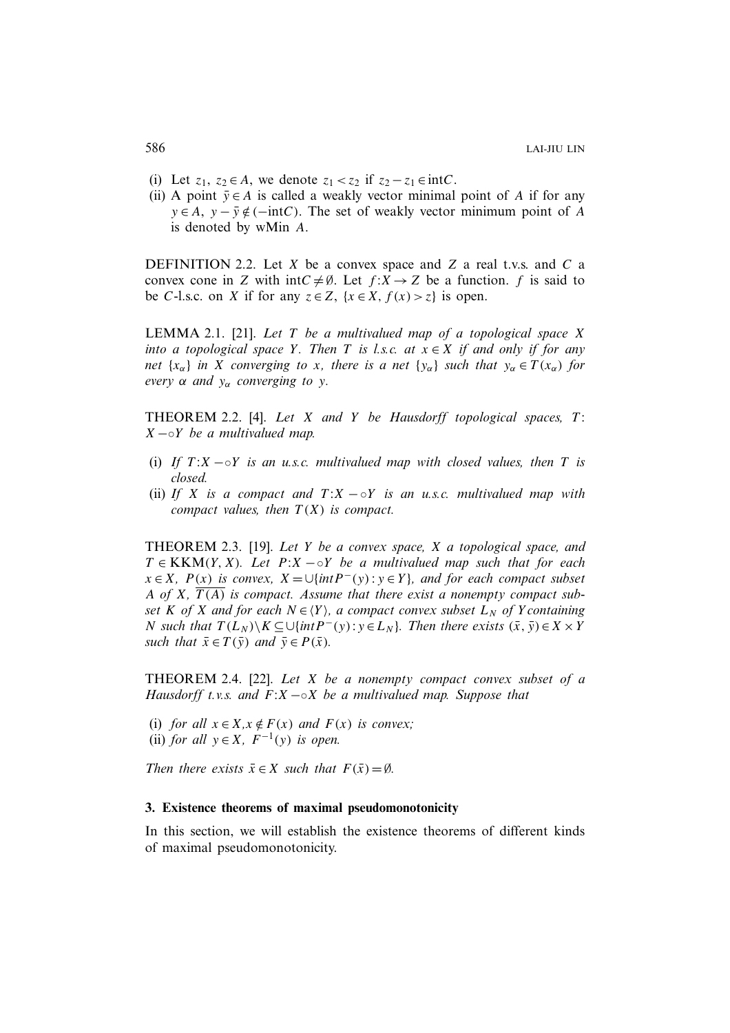(i) Let $z_1, z_2 \in A$, we denote $z_1 < z_2$ if $z_2 - z_1 \in \text{int}C$.

(ii) A point $\bar{y} \in A$ is called a weakly vector minimal point of $A$ if for any $y \in A$, $y - \bar{y} \notin (-\text{int}C)$. The set of weakly vector minimum point of $A$ is denoted by wMin $A$.

DEFINITION 2.2. Let $X$ be a convex space and $Z$ a real t.v.s. and $C$ a convex cone in $Z$ with $\text{int}C \neq \emptyset$. Let $f: X \to Z$ be a function. $f$ is said to be $C$-l.s.c. on $X$ if for any $z \in Z$, $\{x \in X, f(x) > z\}$ is open.

LEMMA 2.1. [21]. *Let $T$ be a multivalued map of a topological space $X$ into a topological space $Y$. Then $T$ is l.s.c. at $x \in X$ if and only if for any net $\{x_\alpha\}$ in $X$ converging to $x$, there is a net $\{y_\alpha\}$ such that $y_\alpha \in T(x_\alpha)$ for every $\alpha$ and $y_\alpha$ converging to $y$.*

THEOREM 2.2. [4]. *Let $X$ and $Y$ be Hausdorff topological spaces, $T$: $X -\circ Y$ be a multivalued map.*

(i) *If $T: X -\circ Y$ is an u.s.c. multivalued map with closed values, then $T$ is closed.*

(ii) *If $X$ is a compact and $T: X -\circ Y$ is an u.s.c. multivalued map with compact values, then $T(X)$ is compact.*

THEOREM 2.3. [19]. *Let $Y$ be a convex space, $X$ a topological space, and $T \in \text{KKM}(Y, X)$. Let $P: X -\circ Y$ be a multivalued map such that for each $x \in X$, $P(x)$ is convex, $X = \cup\{int P^-(y) : y \in Y\}$, and for each compact subset $A$ of $X$, $\overline{T(A)}$ is compact. Assume that there exist a nonempty compact subset $K$ of $X$ and for each $N \in \langle Y \rangle$, a compact convex subset $L_N$ of $Y$ containing $N$ such that $T(L_N) \setminus K \subseteq \cup\{int P^-(y) : y \in L_N\}$. Then there exists $(\bar{x}, \bar{y}) \in X \times Y$ such that $\bar{x} \in T(\bar{y})$ and $\bar{y} \in P(\bar{x})$.*

THEOREM 2.4. [22]. *Let $X$ be a nonempty compact convex subset of a Hausdorff t.v.s. and $F: X -\circ X$ be a multivalued map. Suppose that*

(i) *for all $x \in X, x \notin F(x)$ and $F(x)$ is convex;*

(ii) *for all $y \in X$, $F^{-1}(y)$ is open.*

*Then there exists $\bar{x} \in X$ such that $F(\bar{x}) = \emptyset$.*

## 3. Existence theorems of maximal pseudomonotonicity

In this section, we will establish the existence theorems of different kinds of maximal pseudomonotonicity.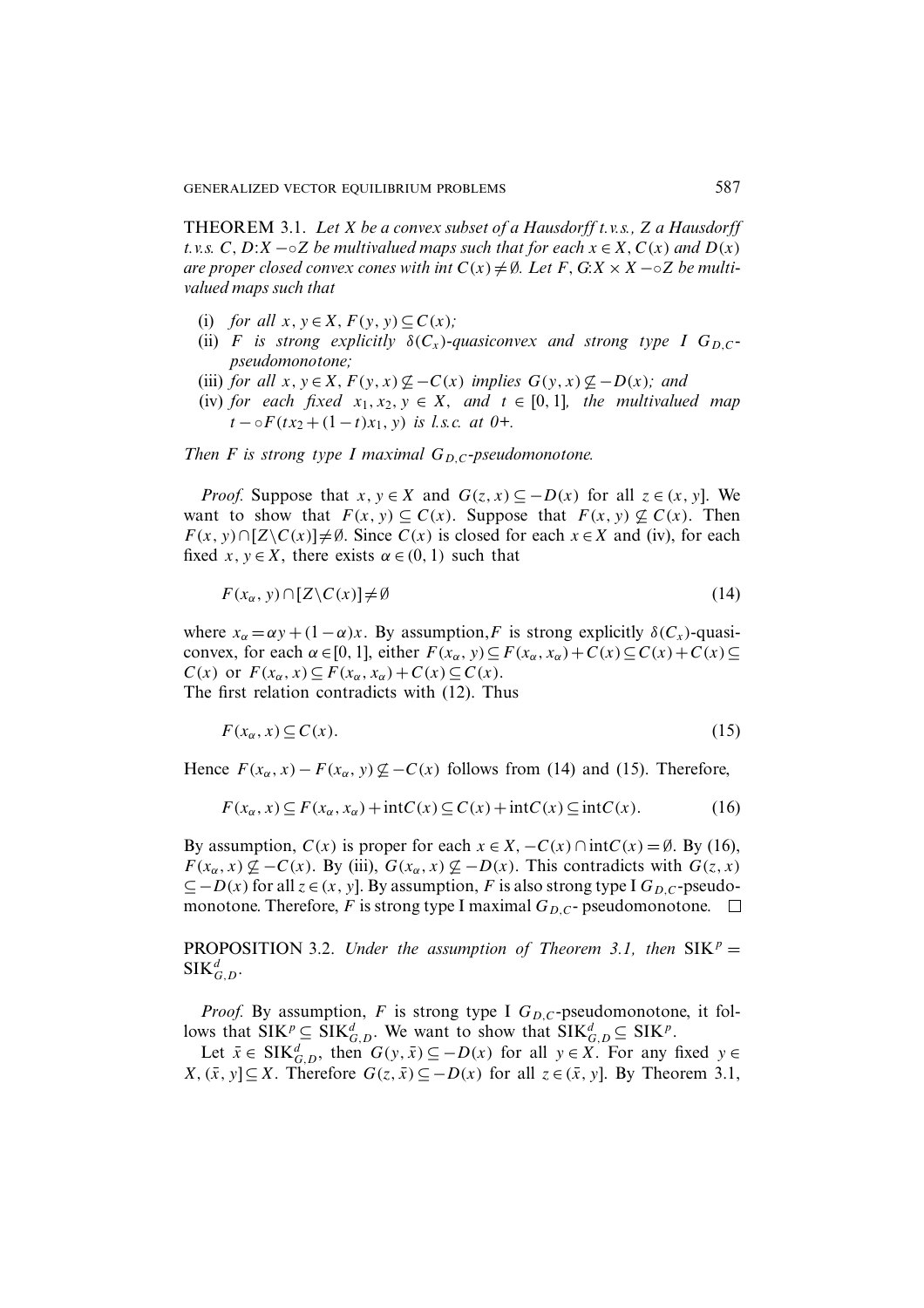**THEOREM 3.1.** *Let $X$ be a convex subset of a Hausdorff t.v.s., $Z$ a Hausdorff t.v.s. $C, D: X -\circ Z$ be multivalued maps such that for each $x \in X$, $C(x)$ and $D(x)$ are proper closed convex cones with $\operatorname{int} C(x) \neq \emptyset$. Let $F, G: X \times X -\circ Z$ be multivalued maps such that*

- (i) *for all $x, y \in X$, $F(y, y) \subseteq C(x)$;*
- (ii) *$F$ is strong explicitly $\delta(C_x)$-quasiconvex and strong type I $G_{D,C}$-pseudomonotone;*
- (iii) *for all $x, y \in X$, $F(y, x) \nsubseteq -C(x)$ implies $G(y, x) \nsubseteq -D(x)$; and*
- (iv) *for each fixed $x_1, x_2, y \in X$, and $t \in [0, 1]$, the multivalued map $t -\circ F(tx_2 + (1-t)x_1, y)$ is l.s.c. at $0+$.*

*Then $F$ is strong type I maximal $G_{D,C}$-pseudomonotone.*

*Proof.* Suppose that $x, y \in X$ and $G(z, x) \subseteq -D(x)$ for all $z \in (x, y]$. We want to show that $F(x, y) \subseteq C(x)$. Suppose that $F(x, y) \nsubseteq C(x)$. Then $F(x, y) \cap [Z \backslash C(x)] \neq \emptyset$. Since $C(x)$ is closed for each $x \in X$ and (iv), for each fixed $x, y \in X$, there exists $\alpha \in (0, 1)$ such that

$$F(x_\alpha, y) \cap [Z \backslash C(x)] \neq \emptyset \tag{14}$$

where $x_\alpha = \alpha y + (1-\alpha)x$. By assumption, $F$ is strong explicitly $\delta(C_x)$-quasiconvex, for each $\alpha \in [0, 1]$, either $F(x_\alpha, y) \subseteq F(x_\alpha, x_\alpha) + C(x) \subseteq C(x) + C(x) \subseteq C(x)$ or $F(x_\alpha, x) \subseteq F(x_\alpha, x_\alpha) + C(x) \subseteq C(x)$.
The first relation contradicts with (12). Thus

$$F(x_\alpha, x) \subseteq C(x). \tag{15}$$

Hence $F(x_\alpha, x) - F(x_\alpha, y) \nsubseteq -C(x)$ follows from (14) and (15). Therefore,

$$F(x_\alpha, x) \subseteq F(x_\alpha, x_\alpha) + \operatorname{int} C(x) \subseteq C(x) + \operatorname{int} C(x) \subseteq \operatorname{int} C(x). \tag{16}$$

By assumption, $C(x)$ is proper for each $x \in X$, $-C(x) \cap \operatorname{int} C(x) = \emptyset$. By (16), $F(x_\alpha, x) \nsubseteq -C(x)$. By (iii), $G(x_\alpha, x) \nsubseteq -D(x)$. This contradicts with $G(z, x) \subseteq -D(x)$ for all $z \in (x, y]$. By assumption, $F$ is also strong type I $G_{D,C}$-pseudomonotone. Therefore, $F$ is strong type I maximal $G_{D,C}$- pseudomonotone. $\square$

**PROPOSITION 3.2.** *Under the assumption of Theorem 3.1, then $\mathrm{SIK}^p = \mathrm{SIK}^d_{G,D}$.*

*Proof.* By assumption, $F$ is strong type I $G_{D,C}$-pseudomonotone, it follows that $\mathrm{SIK}^p \subseteq \mathrm{SIK}^d_{G,D}$. We want to show that $\mathrm{SIK}^d_{G,D} \subseteq \mathrm{SIK}^p$.

Let $\bar{x} \in \mathrm{SIK}^d_{G,D}$, then $G(y, \bar{x}) \subseteq -D(x)$ for all $y \in X$. For any fixed $y \in X$, $(\bar{x}, y] \subseteq X$. Therefore $G(z, \bar{x}) \subseteq -D(x)$ for all $z \in (\bar{x}, y]$. By Theorem 3.1,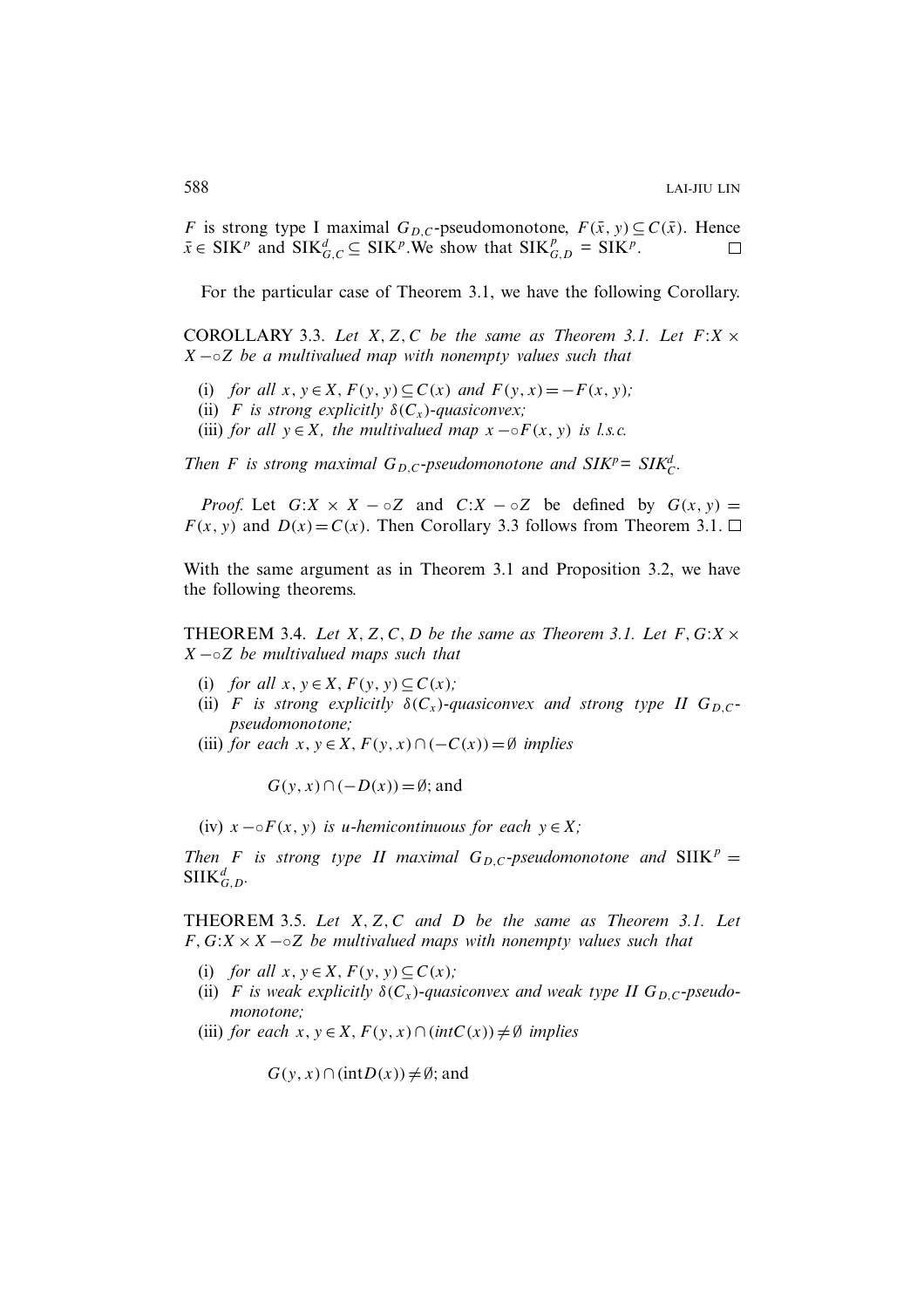$F$ is strong type I maximal $G_{D,C}$-pseudomonotone, $F(\bar{x}, y) \subseteq C(\bar{x})$. Hence $\bar{x} \in \mathrm{SIK}^p$ and $\mathrm{SIK}^d_{G,C} \subseteq \mathrm{SIK}^p$. We show that $\mathrm{SIK}^p_{G,D} = \mathrm{SIK}^p$. □

For the particular case of Theorem 3.1, we have the following Corollary.

COROLLARY 3.3. *Let $X, Z, C$ be the same as Theorem 3.1. Let $F : X \times X \multimap Z$ be a multivalued map with nonempty values such that*

(i) *for all $x, y \in X$, $F(y, y) \subseteq C(x)$ and $F(y, x) = -F(x, y)$;*
(ii) *$F$ is strong explicitly $\delta(C_x)$-quasiconvex;*
(iii) *for all $y \in X$, the multivalued map $x \multimap F(x, y)$ is l.s.c.*

*Then $F$ is strong maximal $G_{D,C}$-pseudomonotone and $SIK^p = SIK^d_C$.*

*Proof.* Let $G : X \times X \multimap Z$ and $C : X \multimap Z$ be defined by $G(x, y) = F(x, y)$ and $D(x) = C(x)$. Then Corollary 3.3 follows from Theorem 3.1. □

With the same argument as in Theorem 3.1 and Proposition 3.2, we have the following theorems.

THEOREM 3.4. *Let $X, Z, C, D$ be the same as Theorem 3.1. Let $F, G : X \times X \multimap Z$ be multivalued maps such that*

(i) *for all $x, y \in X$, $F(y, y) \subseteq C(x)$;*
(ii) *$F$ is strong explicitly $\delta(C_x)$-quasiconvex and strong type II $G_{D,C}$-pseudomonotone;*
(iii) *for each $x, y \in X$, $F(y, x) \cap (-C(x)) = \emptyset$ implies*

$$G(y, x) \cap (-D(x)) = \emptyset; \text{ and}$$

(iv) *$x \multimap F(x, y)$ is u-hemicontinuous for each $y \in X$;*

*Then $F$ is strong type II maximal $G_{D,C}$-pseudomonotone and $\mathrm{SIIK}^p = \mathrm{SIIK}^d_{G,D}$.*

THEOREM 3.5. *Let $X, Z, C$ and $D$ be the same as Theorem 3.1. Let $F, G : X \times X \multimap Z$ be multivalued maps with nonempty values such that*

(i) *for all $x, y \in X$, $F(y, y) \subseteq C(x)$;*
(ii) *$F$ is weak explicitly $\delta(C_x)$-quasiconvex and weak type II $G_{D,C}$-pseudomonotone;*
(iii) *for each $x, y \in X$, $F(y, x) \cap (\mathrm{int}C(x)) \neq \emptyset$ implies*

$$G(y, x) \cap (\mathrm{int}D(x)) \neq \emptyset; \text{ and}$$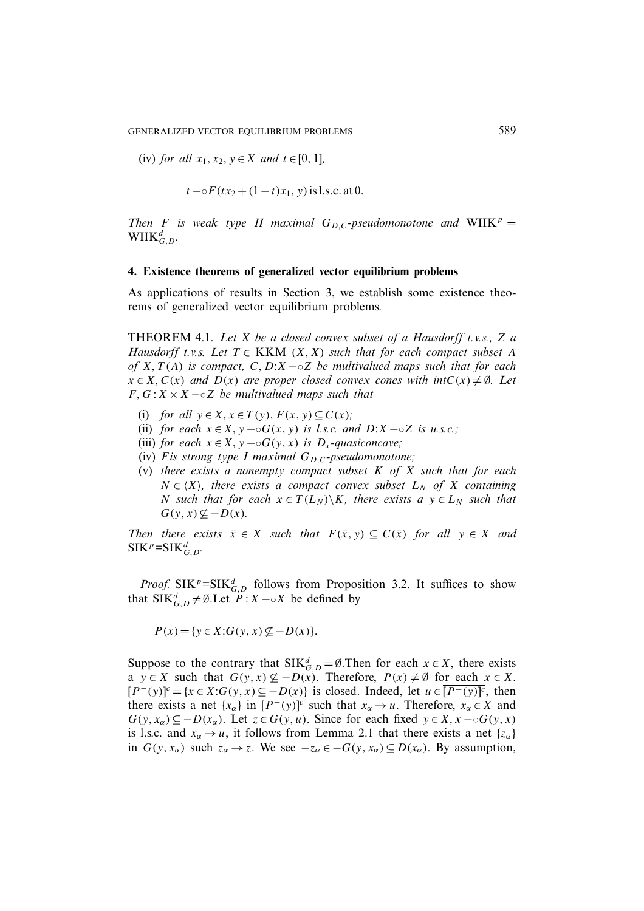(iv) *for all* $x_1, x_2, y \in X$ *and* $t \in [0, 1]$,

$$t -\circ F(tx_2 + (1-t)x_1, y) \text{ is l.s.c. at } 0.$$

*Then* $F$ *is weak type II maximal* $G_{D,C}$*-pseudomonotone and* $\text{WIIK}^p = \text{WIIK}^d_{G,D}$.

## 4. Existence theorems of generalized vector equilibrium problems

As applications of results in Section 3, we establish some existence theorems of generalized vector equilibrium problems.

THEOREM 4.1. *Let* $X$ *be a closed convex subset of a Hausdorff t.v.s.,* $Z$ *a Hausdorff t.v.s. Let* $T \in \text{KKM }(X, X)$ *such that for each compact subset* $A$ *of* $X$, $\overline{T(A)}$ *is compact,* $C, D: X -\circ Z$ *be multivalued maps such that for each* $x \in X$, $C(x)$ *and* $D(x)$ *are proper closed convex cones with* $intC(x) \neq \emptyset$. *Let* $F, G : X \times X -\circ Z$ *be multivalued maps such that*

(i) *for all* $y \in X, x \in T(y)$, $F(x, y) \subseteq C(x)$;
(ii) *for each* $x \in X$, $y -\circ G(x, y)$ *is l.s.c. and* $D: X -\circ Z$ *is u.s.c.;*
(iii) *for each* $x \in X$, $y -\circ G(y, x)$ *is* $D_x$*-quasiconcave;*
(iv) $F$ *is strong type I maximal* $G_{D,C}$*-pseudomonotone;*
(v) *there exists a nonempty compact subset* $K$ *of* $X$ *such that for each* $N \in \langle X \rangle$, *there exists a compact convex subset* $L_N$ *of* $X$ *containing* $N$ *such that for each* $x \in T(L_N)\backslash K$, *there exists a* $y \in L_N$ *such that* $G(y, x) \nsubseteq -D(x)$.

*Then there exists* $\bar{x} \in X$ *such that* $F(\bar{x}, y) \subseteq C(\bar{x})$ *for all* $y \in X$ *and* $\text{SIK}^p = \text{SIK}^d_{G,D}$.

*Proof.* $\text{SIK}^p = \text{SIK}^d_{G,D}$ follows from Proposition 3.2. It suffices to show that $\text{SIK}^d_{G,D} \neq \emptyset$. Let $P : X -\circ X$ be defined by

$$P(x) = \{y \in X : G(y, x) \nsubseteq -D(x)\}.$$

Suppose to the contrary that $\text{SIK}^d_{G,D} = \emptyset$. Then for each $x \in X$, there exists a $y \in X$ such that $G(y, x) \nsubseteq -D(x)$. Therefore, $P(x) \neq \emptyset$ for each $x \in X$. $[P^-(y)]^c = \{x \in X : G(y, x) \subseteq -D(x)\}$ is closed. Indeed, let $u \in \overline{[P^-(y)]^c}$, then there exists a net $\{x_\alpha\}$ in $[P^-(y)]^c$ such that $x_\alpha \to u$. Therefore, $x_\alpha \in X$ and $G(y, x_\alpha) \subseteq -D(x_\alpha)$. Let $z \in G(y, u)$. Since for each fixed $y \in X$, $x -\circ G(y, x)$ is l.s.c. and $x_\alpha \to u$, it follows from Lemma 2.1 that there exists a net $\{z_\alpha\}$ in $G(y, x_\alpha)$ such $z_\alpha \to z$. We see $-z_\alpha \in -G(y, x_\alpha) \subseteq D(x_\alpha)$. By assumption,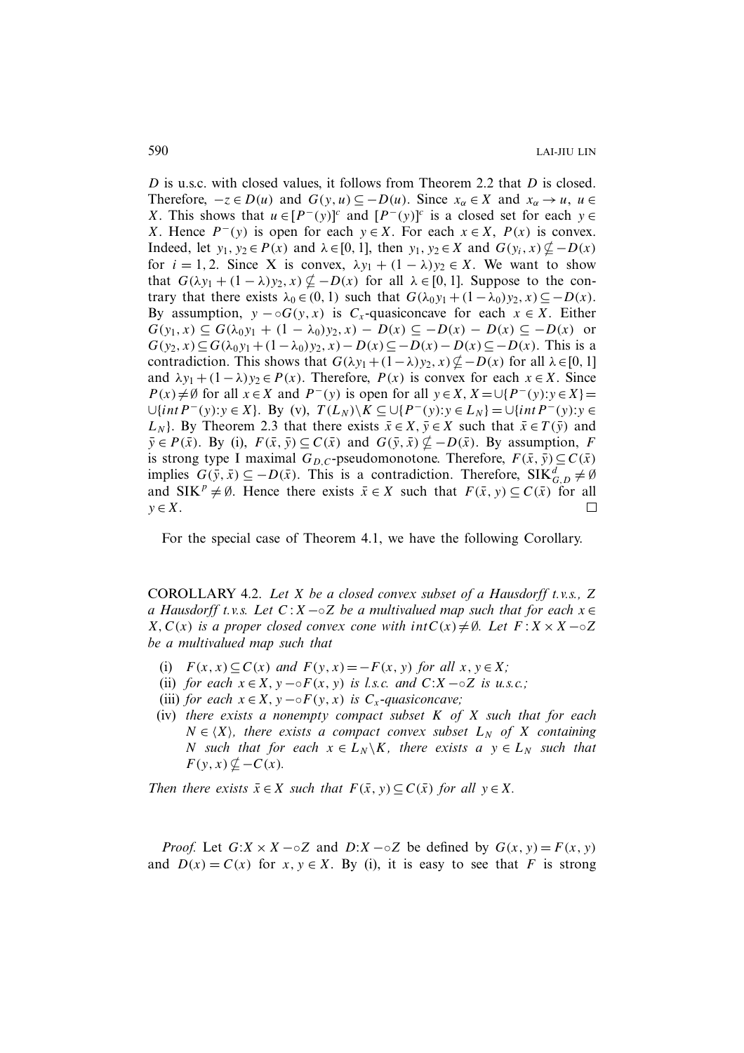$D$ is u.s.c. with closed values, it follows from Theorem 2.2 that $D$ is closed. Therefore, $-z \in D(u)$ and $G(y,u) \subseteq -D(u)$. Since $x_\alpha \in X$ and $x_\alpha \to u$, $u \in X$. This shows that $u \in [P^-(y)]^c$ and $[P^-(y)]^c$ is a closed set for each $y \in X$. Hence $P^-(y)$ is open for each $y \in X$. For each $x \in X$, $P(x)$ is convex. Indeed, let $y_1, y_2 \in P(x)$ and $\lambda \in [0,1]$, then $y_1, y_2 \in X$ and $G(y_i, x) \nsubseteq -D(x)$ for $i = 1, 2$. Since X is convex, $\lambda y_1 + (1-\lambda) y_2 \in X$. We want to show that $G(\lambda y_1 + (1-\lambda)y_2, x) \nsubseteq -D(x)$ for all $\lambda \in [0,1]$. Suppose to the contrary that there exists $\lambda_0 \in (0,1)$ such that $G(\lambda_0 y_1 + (1-\lambda_0)y_2, x) \subseteq -D(x)$. By assumption, $y - \circ G(y,x)$ is $C_x$-quasiconcave for each $x \in X$. Either $G(y_1, x) \subseteq G(\lambda_0 y_1 + (1-\lambda_0)y_2, x) - D(x) \subseteq -D(x) - D(x) \subseteq -D(x)$ or $G(y_2, x) \subseteq G(\lambda_0 y_1 + (1-\lambda_0)y_2, x) - D(x) \subseteq -D(x) - D(x) \subseteq -D(x)$. This is a contradiction. This shows that $G(\lambda y_1 + (1-\lambda)y_2, x) \nsubseteq -D(x)$ for all $\lambda \in [0,1]$ and $\lambda y_1 + (1-\lambda)y_2 \in P(x)$. Therefore, $P(x)$ is convex for each $x \in X$. Since $P(x) \neq \emptyset$ for all $x \in X$ and $P^-(y)$ is open for all $y \in X$, $X = \cup\{P^-(y) : y \in X\} = \cup\{int\, P^-(y) : y \in X\}$. By (v), $T(L_N) \setminus K \subseteq \cup\{P^-(y) : y \in L_N\} = \cup\{int\, P^-(y) : y \in L_N\}$. By Theorem 2.3 that there exists $\bar{x} \in X$, $\bar{y} \in X$ such that $\bar{x} \in T(\bar{y})$ and $\bar{y} \in P(\bar{x})$. By (i), $F(\bar{x}, \bar{y}) \subseteq C(\bar{x})$ and $G(\bar{y}, \bar{x}) \nsubseteq -D(\bar{x})$. By assumption, $F$ is strong type I maximal $G_{D,C}$-pseudomonotone. Therefore, $F(\bar{x}, \bar{y}) \subseteq C(\bar{x})$ implies $G(\bar{y}, \bar{x}) \subseteq -D(\bar{x})$. This is a contradiction. Therefore, $\mathrm{SIK}^d_{G,D} \neq \emptyset$ and $\mathrm{SIK}^p \neq \emptyset$. Hence there exists $\bar{x} \in X$ such that $F(\bar{x}, y) \subseteq C(\bar{x})$ for all $y \in X$. □

For the special case of Theorem 4.1, we have the following Corollary.

COROLLARY 4.2. *Let $X$ be a closed convex subset of a Hausdorff t.v.s., $Z$ a Hausdorff t.v.s. Let $C : X - \circ Z$ be a multivalued map such that for each $x \in X$, $C(x)$ is a proper closed convex cone with $int\, C(x) \neq \emptyset$. Let $F : X \times X - \circ Z$ be a multivalued map such that*

- (i) *$F(x,x) \subseteq C(x)$ and $F(y,x) = -F(x,y)$ for all $x, y \in X$;*
- (ii) *for each $x \in X$, $y - \circ F(x,y)$ is l.s.c. and $C : X - \circ Z$ is u.s.c.;*
- (iii) *for each $x \in X$, $y - \circ F(y,x)$ is $C_x$-quasiconcave;*
- (iv) *there exists a nonempty compact subset $K$ of $X$ such that for each $N \in \langle X \rangle$, there exists a compact convex subset $L_N$ of $X$ containing $N$ such that for each $x \in L_N \setminus K$, there exists a $y \in L_N$ such that $F(y,x) \nsubseteq -C(x)$.*

*Then there exists $\bar{x} \in X$ such that $F(\bar{x}, y) \subseteq C(\bar{x})$ for all $y \in X$.*

*Proof.* Let $G : X \times X - \circ Z$ and $D : X - \circ Z$ be defined by $G(x,y) = F(x,y)$ and $D(x) = C(x)$ for $x, y \in X$. By (i), it is easy to see that $F$ is strong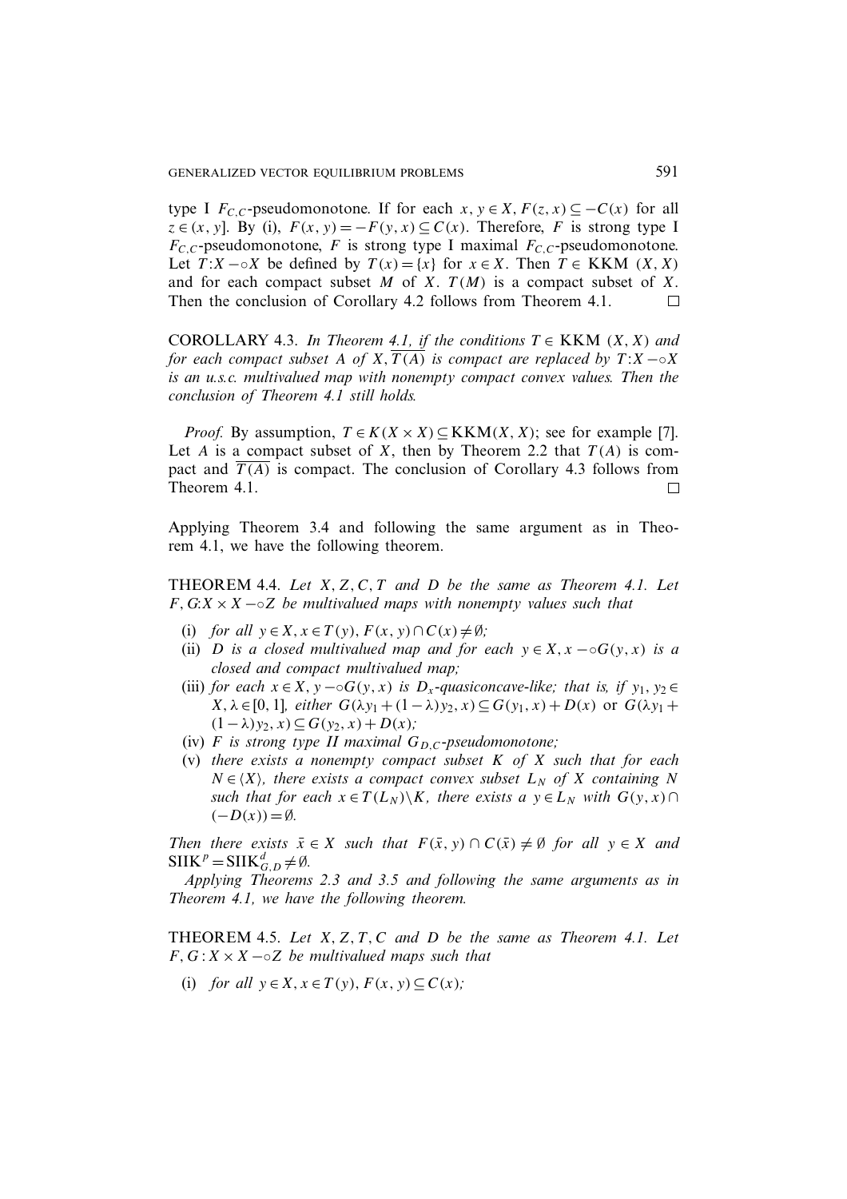type I $F_{C,C}$-pseudomonotone. If for each $x, y \in X$, $F(z, x) \subseteq -C(x)$ for all $z \in (x, y]$. By (i), $F(x, y) = -F(y, x) \subseteq C(x)$. Therefore, $F$ is strong type I $F_{C,C}$-pseudomonotone, $F$ is strong type I maximal $F_{C,C}$-pseudomonotone. Let $T : X -\circ X$ be defined by $T(x) = \{x\}$ for $x \in X$. Then $T \in$ KKM $(X, X)$ and for each compact subset $M$ of $X$. $T(M)$ is a compact subset of $X$. Then the conclusion of Corollary 4.2 follows from Theorem 4.1. □

COROLLARY 4.3. *In Theorem 4.1, if the conditions $T \in$ KKM $(X, X)$ and for each compact subset $A$ of $X$, $\overline{T(A)}$ is compact are replaced by $T : X -\circ X$ is an u.s.c. multivalued map with nonempty compact convex values. Then the conclusion of Theorem 4.1 still holds.*

*Proof.* By assumption, $T \in K(X \times X) \subseteq \text{KKM}(X, X)$; see for example [7]. Let $A$ is a compact subset of $X$, then by Theorem 2.2 that $T(A)$ is compact and $\overline{T(A)}$ is compact. The conclusion of Corollary 4.3 follows from Theorem 4.1. □

Applying Theorem 3.4 and following the same argument as in Theorem 4.1, we have the following theorem.

THEOREM 4.4. *Let $X, Z, C, T$ and $D$ be the same as Theorem 4.1. Let $F, G : X \times X -\circ Z$ be multivalued maps with nonempty values such that*

(i) *for all $y \in X$, $x \in T(y)$, $F(x, y) \cap C(x) \neq \emptyset$;*
(ii) *$D$ is a closed multivalued map and for each $y \in X$, $x -\circ G(y, x)$ is a closed and compact multivalued map;*
(iii) *for each $x \in X$, $y -\circ G(y, x)$ is $D_x$-quasiconcave-like; that is, if $y_1, y_2 \in X$, $\lambda \in [0, 1]$, either $G(\lambda y_1 + (1 - \lambda) y_2, x) \subseteq G(y_1, x) + D(x)$ or $G(\lambda y_1 + (1 - \lambda) y_2, x) \subseteq G(y_2, x) + D(x)$;*
(iv) *$F$ is strong type II maximal $G_{D,C}$-pseudomonotone;*
(v) *there exists a nonempty compact subset $K$ of $X$ such that for each $N \in \langle X \rangle$, there exists a compact convex subset $L_N$ of $X$ containing $N$ such that for each $x \in T(L_N) \backslash K$, there exists a $y \in L_N$ with $G(y, x) \cap (-D(x)) = \emptyset$.*

*Then there exists $\bar{x} \in X$ such that $F(\bar{x}, y) \cap C(\bar{x}) \neq \emptyset$ for all $y \in X$ and $\text{SIIK}^p = \text{SIIK}^d_{G,D} \neq \emptyset$.*

*Applying Theorems 2.3 and 3.5 and following the same arguments as in Theorem 4.1, we have the following theorem.*

THEOREM 4.5. *Let $X, Z, T, C$ and $D$ be the same as Theorem 4.1. Let $F, G : X \times X -\circ Z$ be multivalued maps such that*

(i) *for all $y \in X$, $x \in T(y)$, $F(x, y) \subseteq C(x)$;*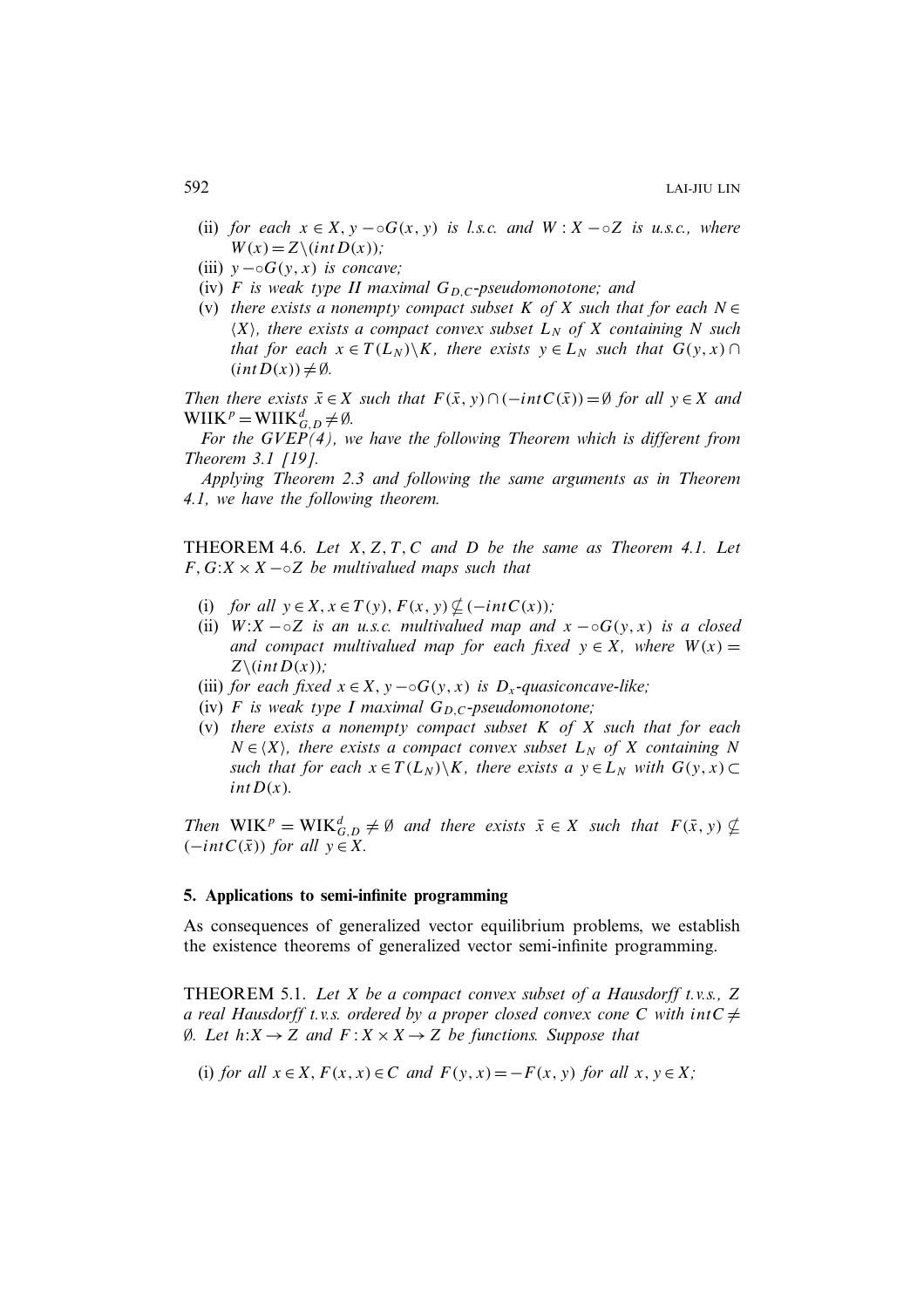(ii) *for each* $x \in X$, $y - \circ G(x, y)$ *is l.s.c. and* $W : X - \circ Z$ *is u.s.c., where* $W(x) = Z \setminus (int D(x))$;

(iii) $y - \circ G(y, x)$ *is concave;*

(iv) $F$ *is weak type II maximal* $G_{D,C}$*-pseudomonotone; and*

(v) *there exists a nonempty compact subset* $K$ *of* $X$ *such that for each* $N \in \langle X \rangle$, *there exists a compact convex subset* $L_N$ *of* $X$ *containing* $N$ *such that for each* $x \in T(L_N) \setminus K$, *there exists* $y \in L_N$ *such that* $G(y, x) \cap (int D(x)) \neq \emptyset$.

*Then there exists* $\bar{x} \in X$ *such that* $F(\bar{x}, y) \cap (-int C(\bar{x})) = \emptyset$ *for all* $y \in X$ *and* $\text{WIIK}^p = \text{WIIK}^d_{G,D} \neq \emptyset$.

*For the GVEP(4), we have the following Theorem which is different from Theorem 3.1 [19].*

*Applying Theorem 2.3 and following the same arguments as in Theorem 4.1, we have the following theorem.*

THEOREM 4.6. *Let* $X, Z, T, C$ *and* $D$ *be the same as Theorem 4.1. Let* $F, G : X \times X - \circ Z$ *be multivalued maps such that*

(i) *for all* $y \in X, x \in T(y)$, $F(x, y) \nsubseteq (-int C(x))$;

(ii) $W : X - \circ Z$ *is an u.s.c. multivalued map and* $x - \circ G(y, x)$ *is a closed and compact multivalued map for each fixed* $y \in X$, *where* $W(x) = Z \setminus (int D(x))$;

(iii) *for each fixed* $x \in X$, $y - \circ G(y, x)$ *is* $D_x$*-quasiconcave-like;*

(iv) $F$ *is weak type I maximal* $G_{D,C}$*-pseudomonotone;*

(v) *there exists a nonempty compact subset* $K$ *of* $X$ *such that for each* $N \in \langle X \rangle$, *there exists a compact convex subset* $L_N$ *of* $X$ *containing* $N$ *such that for each* $x \in T(L_N) \setminus K$, *there exists a* $y \in L_N$ *with* $G(y, x) \subset int D(x)$.

*Then* $\text{WIK}^p = \text{WIK}^d_{G,D} \neq \emptyset$ *and there exists* $\bar{x} \in X$ *such that* $F(\bar{x}, y) \nsubseteq (-int C(\bar{x}))$ *for all* $y \in X$.

## 5. Applications to semi-infinite programming

As consequences of generalized vector equilibrium problems, we establish the existence theorems of generalized vector semi-infinite programming.

THEOREM 5.1. *Let* $X$ *be a compact convex subset of a Hausdorff t.v.s.,* $Z$ *a real Hausdorff t.v.s. ordered by a proper closed convex cone* $C$ *with* $int C \neq \emptyset$. *Let* $h : X \to Z$ *and* $F : X \times X \to Z$ *be functions. Suppose that*

(i) *for all* $x \in X$, $F(x, x) \in C$ *and* $F(y, x) = -F(x, y)$ *for all* $x, y \in X$;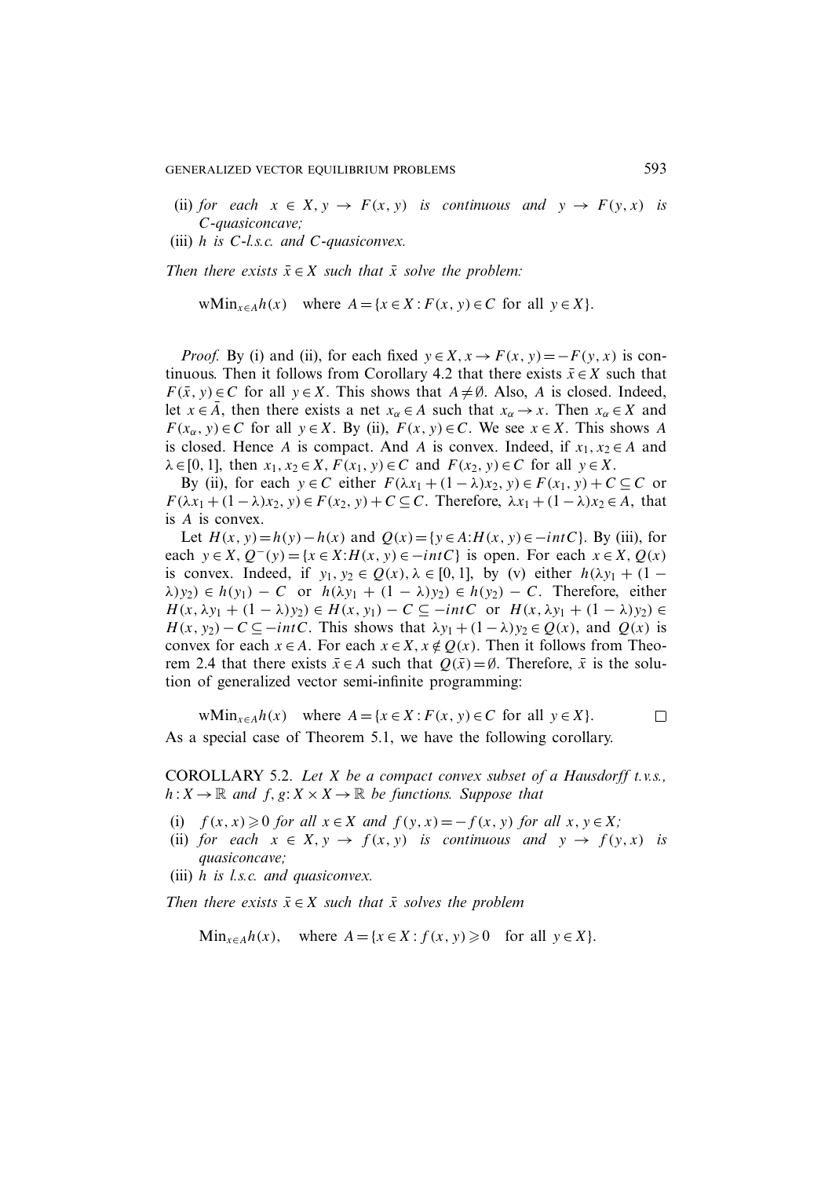(ii) *for each* $x \in X, y \to F(x,y)$ *is continuous and* $y \to F(y,x)$ *is* $C$*-quasiconcave;*

(iii) $h$ *is* $C$*-l.s.c. and* $C$*-quasiconvex.*

*Then there exists* $\bar{x} \in X$ *such that* $\bar{x}$ *solve the problem:*

$$\text{wMin}_{x \in A} h(x) \quad \text{where } A = \{x \in X : F(x,y) \in C \text{ for all } y \in X\}.$$

*Proof.* By (i) and (ii), for each fixed $y \in X, x \to F(x,y) = -F(y,x)$ is continuous. Then it follows from Corollary 4.2 that there exists $\bar{x} \in X$ such that $F(\bar{x}, y) \in C$ for all $y \in X$. This shows that $A \neq \emptyset$. Also, $A$ is closed. Indeed, let $x \in \bar{A}$, then there exists a net $x_\alpha \in A$ such that $x_\alpha \to x$. Then $x_\alpha \in X$ and $F(x_\alpha, y) \in C$ for all $y \in X$. By (ii), $F(x,y) \in C$. We see $x \in X$. This shows $A$ is closed. Hence $A$ is compact. And $A$ is convex. Indeed, if $x_1, x_2 \in A$ and $\lambda \in [0,1]$, then $x_1, x_2 \in X$, $F(x_1, y) \in C$ and $F(x_2, y) \in C$ for all $y \in X$.

By (ii), for each $y \in C$ either $F(\lambda x_1 + (1-\lambda)x_2, y) \in F(x_1, y) + C \subseteq C$ or $F(\lambda x_1 + (1-\lambda)x_2, y) \in F(x_2, y) + C \subseteq C$. Therefore, $\lambda x_1 + (1-\lambda)x_2 \in A$, that is $A$ is convex.

Let $H(x,y) = h(y) - h(x)$ and $Q(x) = \{y \in A : H(x,y) \in -intC\}$. By (iii), for each $y \in X, Q^-(y) = \{x \in X : H(x,y) \in -intC\}$ is open. For each $x \in X, Q(x)$ is convex. Indeed, if $y_1, y_2 \in Q(x), \lambda \in [0,1]$, by (v) either $h(\lambda y_1 + (1-\lambda)y_2) \in h(y_1) - C$ or $h(\lambda y_1 + (1-\lambda)y_2) \in h(y_2) - C$. Therefore, either $H(x, \lambda y_1 + (1-\lambda)y_2) \in H(x, y_1) - C \subseteq -intC$ or $H(x, \lambda y_1 + (1-\lambda)y_2) \in H(x, y_2) - C \subseteq -intC$. This shows that $\lambda y_1 + (1-\lambda)y_2 \in Q(x)$, and $Q(x)$ is convex for each $x \in A$. For each $x \in X, x \notin Q(x)$. Then it follows from Theorem 2.4 that there exists $\bar{x} \in A$ such that $Q(\bar{x}) = \emptyset$. Therefore, $\bar{x}$ is the solution of generalized vector semi-infinite programming:

$$\text{wMin}_{x \in A} h(x) \quad \text{where } A = \{x \in X : F(x,y) \in C \text{ for all } y \in X\}. \qquad \square$$

As a special case of Theorem 5.1, we have the following corollary.

COROLLARY 5.2. *Let* $X$ *be a compact convex subset of a Hausdorff t.v.s.,* $h : X \to \mathbb{R}$ *and* $f, g : X \times X \to \mathbb{R}$ *be functions. Suppose that*

(i) $f(x,x) \geqslant 0$ *for all* $x \in X$ *and* $f(y,x) = -f(x,y)$ *for all* $x, y \in X$*;*

(ii) *for each* $x \in X, y \to f(x,y)$ *is continuous and* $y \to f(y,x)$ *is quasiconcave;*

(iii) $h$ *is l.s.c. and quasiconvex.*

*Then there exists* $\bar{x} \in X$ *such that* $\bar{x}$ *solves the problem*

$$\text{Min}_{x \in A} h(x), \quad \text{where } A = \{x \in X : f(x,y) \geqslant 0 \quad \text{for all } y \in X\}.$$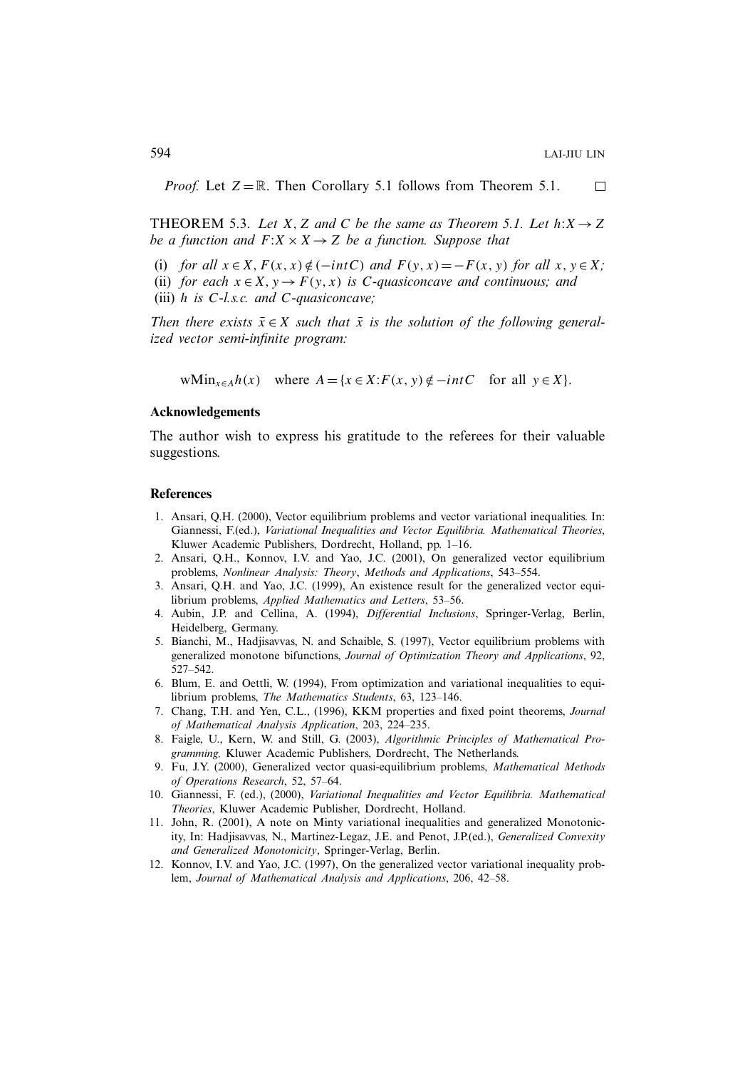*Proof.* Let $Z=\mathbb{R}$. Then Corollary 5.1 follows from Theorem 5.1. $\square$

THEOREM 5.3. *Let $X, Z$ and $C$ be the same as Theorem 5.1. Let $h: X \to Z$ be a function and $F: X \times X \to Z$ be a function. Suppose that*

(i) *for all $x \in X$, $F(x,x) \notin (-intC)$ and $F(y,x) = -F(x,y)$ for all $x, y \in X$;*
(ii) *for each $x \in X$, $y \to F(y,x)$ is $C$-quasiconcave and continuous; and*
(iii) *$h$ is $C$-l.s.c. and $C$-quasiconcave;*

*Then there exists $\bar{x} \in X$ such that $\bar{x}$ is the solution of the following generalized vector semi-infinite program:*

$$\mathrm{wMin}_{x \in A} h(x) \quad \text{where } A = \{x \in X : F(x,y) \notin -intC \quad \text{for all } y \in X\}.$$

## Acknowledgements

The author wish to express his gratitude to the referees for their valuable suggestions.

## References

1. Ansari, Q.H. (2000), Vector equilibrium problems and vector variational inequalities. In: Giannessi, F.(ed.), *Variational Inequalities and Vector Equilibria. Mathematical Theories*, Kluwer Academic Publishers, Dordrecht, Holland, pp. 1–16.
2. Ansari, Q.H., Konnov, I.V. and Yao, J.C. (2001), On generalized vector equilibrium problems, *Nonlinear Analysis: Theory*, *Methods and Applications*, 543–554.
3. Ansari, Q.H. and Yao, J.C. (1999), An existence result for the generalized vector equilibrium problems, *Applied Mathematics and Letters*, 53–56.
4. Aubin, J.P. and Cellina, A. (1994), *Differential Inclusions*, Springer-Verlag, Berlin, Heidelberg, Germany.
5. Bianchi, M., Hadjisavvas, N. and Schaible, S. (1997), Vector equilibrium problems with generalized monotone bifunctions, *Journal of Optimization Theory and Applications*, 92, 527–542.
6. Blum, E. and Oettli, W. (1994), From optimization and variational inequalities to equilibrium problems, *The Mathematics Students*, 63, 123–146.
7. Chang, T.H. and Yen, C.L., (1996), KKM properties and fixed point theorems, *Journal of Mathematical Analysis Application*, 203, 224–235.
8. Faigle, U., Kern, W. and Still, G. (2003), *Algorithmic Principles of Mathematical Programming,* Kluwer Academic Publishers, Dordrecht, The Netherlands.
9. Fu, J.Y. (2000), Generalized vector quasi-equilibrium problems, *Mathematical Methods of Operations Research*, 52, 57–64.
10. Giannessi, F. (ed.), (2000), *Variational Inequalities and Vector Equilibria. Mathematical Theories*, Kluwer Academic Publisher, Dordrecht, Holland.
11. John, R. (2001), A note on Minty variational inequalities and generalized Monotonicity, In: Hadjisavvas, N., Martinez-Legaz, J.E. and Penot, J.P.(ed.), *Generalized Convexity and Generalized Monotonicity*, Springer-Verlag, Berlin.
12. Konnov, I.V. and Yao, J.C. (1997), On the generalized vector variational inequality problem, *Journal of Mathematical Analysis and Applications*, 206, 42–58.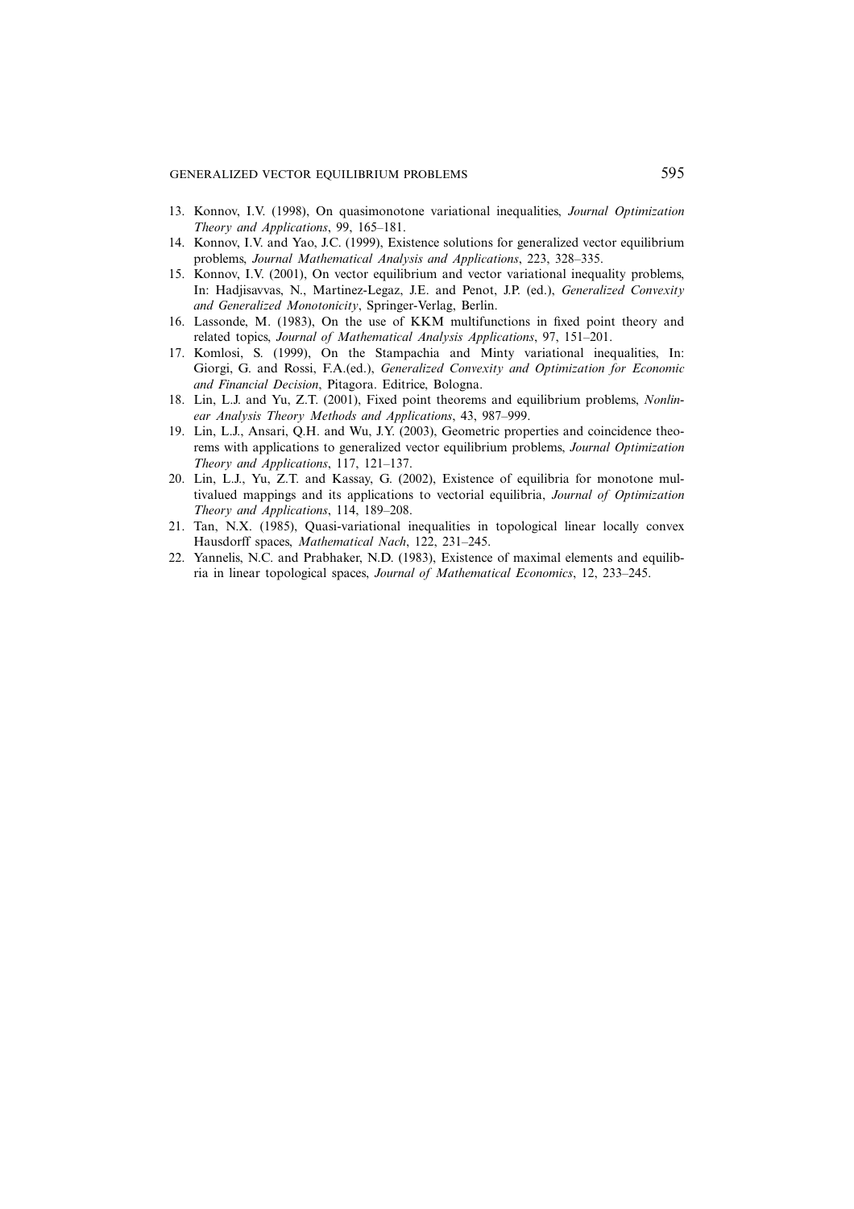13. Konnov, I.V. (1998), On quasimonotone variational inequalities, *Journal Optimization Theory and Applications*, 99, 165–181.
14. Konnov, I.V. and Yao, J.C. (1999), Existence solutions for generalized vector equilibrium problems, *Journal Mathematical Analysis and Applications*, 223, 328–335.
15. Konnov, I.V. (2001), On vector equilibrium and vector variational inequality problems, In: Hadjisavvas, N., Martinez-Legaz, J.E. and Penot, J.P. (ed.), *Generalized Convexity and Generalized Monotonicity*, Springer-Verlag, Berlin.
16. Lassonde, M. (1983), On the use of KKM multifunctions in fixed point theory and related topics, *Journal of Mathematical Analysis Applications*, 97, 151–201.
17. Komlosi, S. (1999), On the Stampachia and Minty variational inequalities, In: Giorgi, G. and Rossi, F.A.(ed.), *Generalized Convexity and Optimization for Economic and Financial Decision*, Pitagora. Editrice, Bologna.
18. Lin, L.J. and Yu, Z.T. (2001), Fixed point theorems and equilibrium problems, *Nonlinear Analysis Theory Methods and Applications*, 43, 987–999.
19. Lin, L.J., Ansari, Q.H. and Wu, J.Y. (2003), Geometric properties and coincidence theorems with applications to generalized vector equilibrium problems, *Journal Optimization Theory and Applications*, 117, 121–137.
20. Lin, L.J., Yu, Z.T. and Kassay, G. (2002), Existence of equilibria for monotone multivalued mappings and its applications to vectorial equilibria, *Journal of Optimization Theory and Applications*, 114, 189–208.
21. Tan, N.X. (1985), Quasi-variational inequalities in topological linear locally convex Hausdorff spaces, *Mathematical Nach*, 122, 231–245.
22. Yannelis, N.C. and Prabhaker, N.D. (1983), Existence of maximal elements and equilibria in linear topological spaces, *Journal of Mathematical Economics*, 12, 233–245.